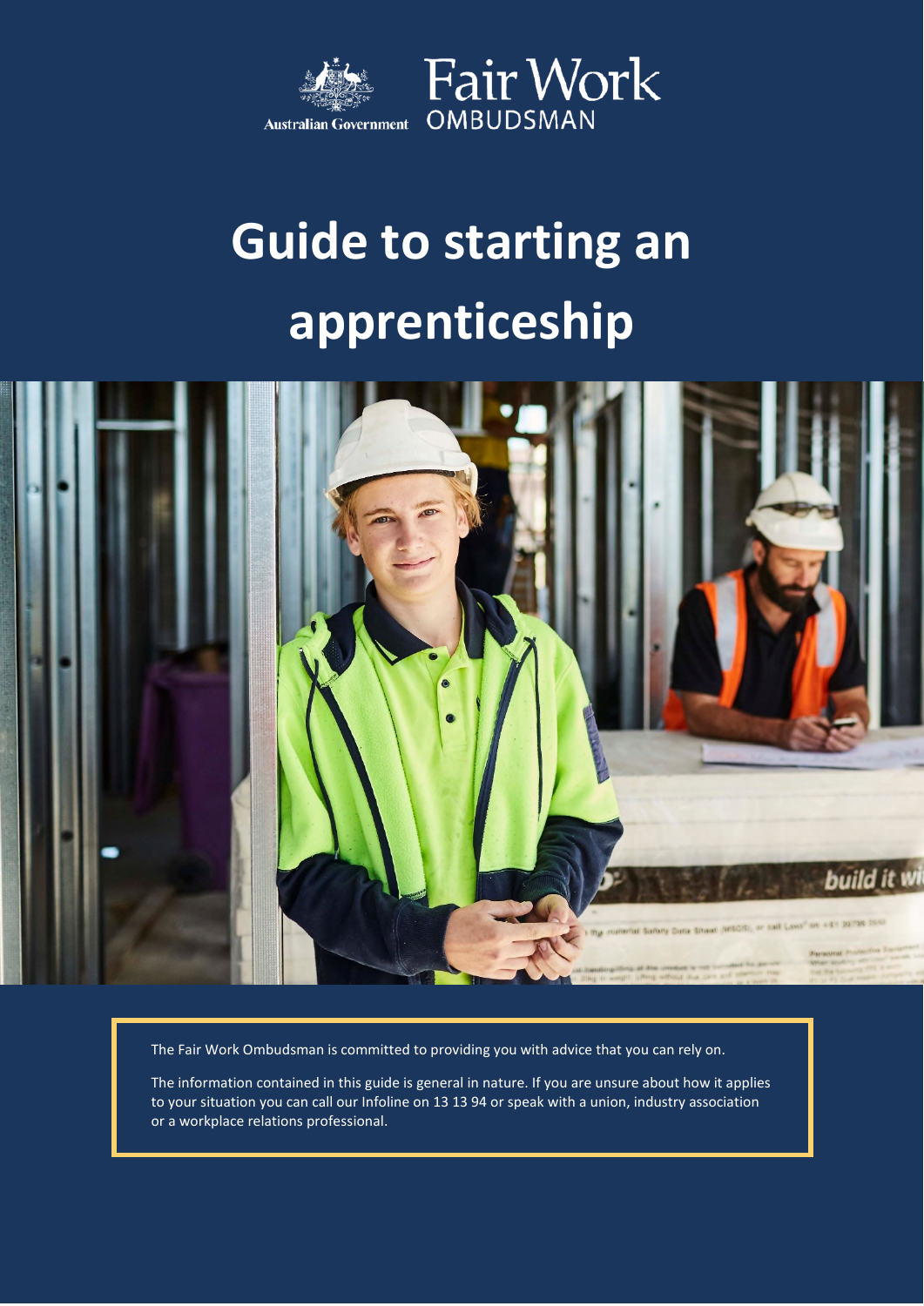Australian Government

Fair Work OMBUDSMAN

# Guide to starting an apprenticeship

The Fair Work Ombudsman is committed to providing you with advice that you can rely on.

The information contained in this guide is general in nature. If you are unsure about how it applies to your situation you can call our Infoline on 13 13 94 or speak with a union, industry association or a workplace relations professional.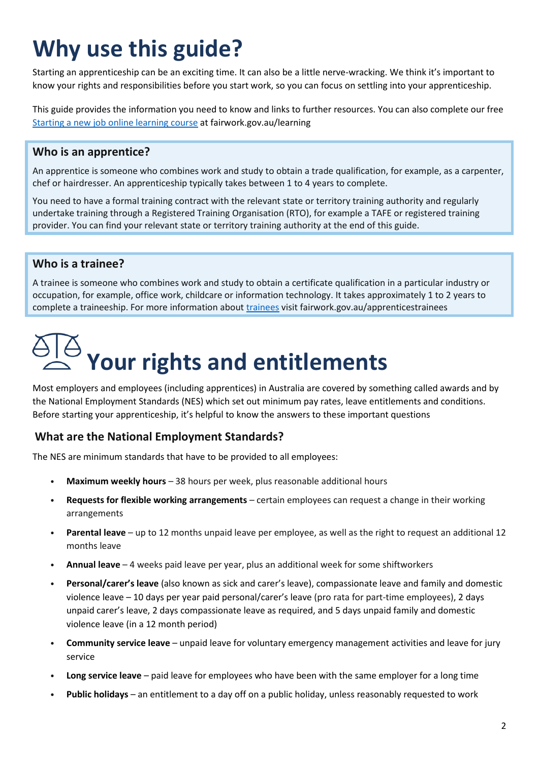# Why use this guide?

Starting an apprenticeship can be an exciting time. It can also be a little nerve-wracking. We think it's important to know your rights and responsibilities before you start work, so you can focus on settling into your apprenticeship.

This guide provides the information you need to know and links to further resources. You can also complete our free [Starting a new job online learning course](https://fairwork.gov.au/learning) at fairwork.gov.au/learning

### Who is an apprentice?

An apprentice is someone who combines work and study to obtain a trade qualification, for example, as a carpenter, chef or hairdresser. An apprenticeship typically takes between 1 to 4 years to complete.

You need to have a formal training contract with the relevant state or territory training authority and regularly undertake training through a Registered Training Organisation (RTO), for example a TAFE or registered training provider. You can find your relevant state or territory training authority at the end of this guide.

### Who is a trainee?

A trainee is someone who combines work and study to obtain a certificate qualification in a particular industry or occupation, for example, office work, childcare or information technology. It takes approximately 1 to 2 years to complete a traineeship. For more information about [trainees](https://fairwork.gov.au/apprenticestrainees) visit fairwork.gov.au/apprenticestrainees

# Your rights and entitlements

Most employers and employees (including apprentices) in Australia are covered by something called awards and by the National Employment Standards (NES) which set out minimum pay rates, leave entitlements and conditions. Before starting your apprenticeship, it's helpful to know the answers to these important questions

## What are the National Employment Standards?

The NES are minimum standards that have to be provided to all employees:

- **Maximum weekly hours** – 38 hours per week, plus reasonable additional hours
- **Requests for flexible working arrangements** – certain employees can request a change in their working arrangements
- **Parental leave** – up to 12 months unpaid leave per employee, as well as the right to request an additional 12 months leave
- **Annual leave** – 4 weeks paid leave per year, plus an additional week for some shiftworkers
- **Personal/carer's leave** (also known as sick and carer's leave), compassionate leave and family and domestic violence leave – 10 days per year paid personal/carer's leave (pro rata for part-time employees), 2 days unpaid carer's leave, 2 days compassionate leave as required, and 5 days unpaid family and domestic violence leave (in a 12 month period)
- **Community service leave** – unpaid leave for voluntary emergency management activities and leave for jury service
- **Long service leave** – paid leave for employees who have been with the same employer for a long time
- **Public holidays** – an entitlement to a day off on a public holiday, unless reasonably requested to work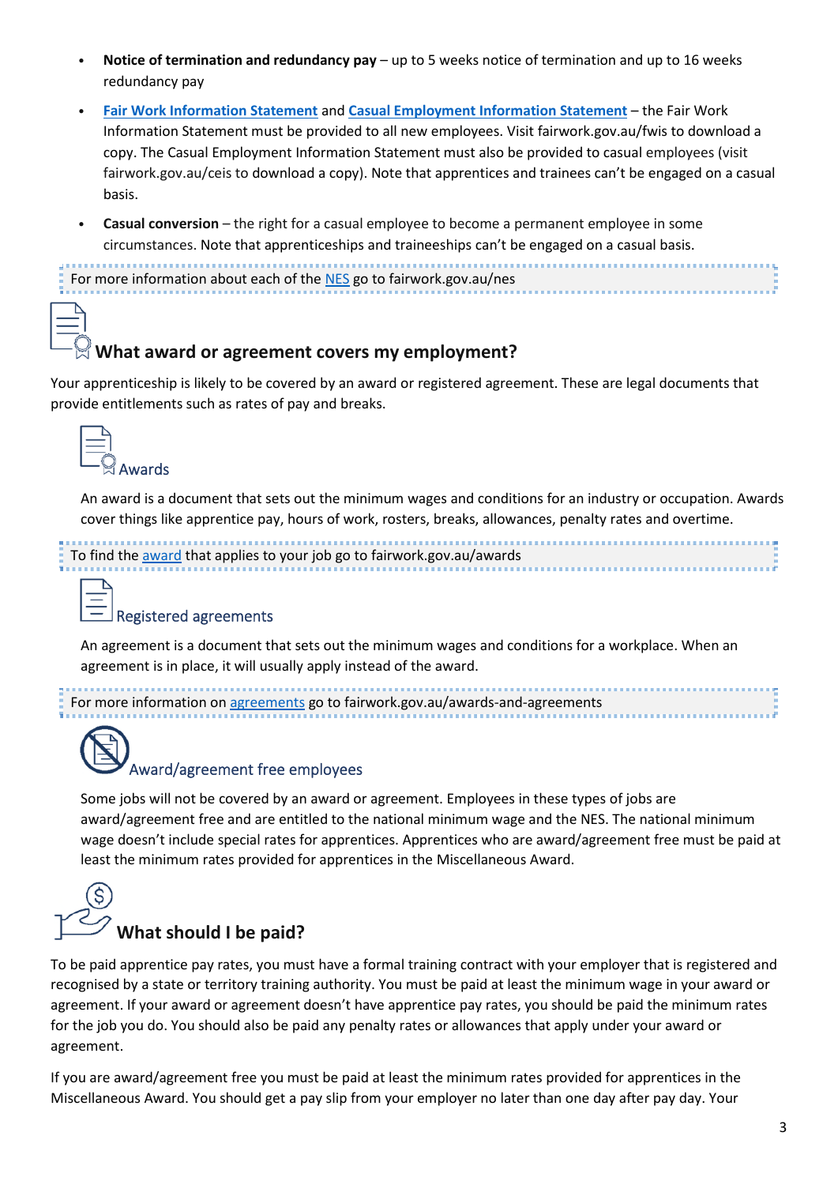- **Notice of termination and redundancy pay** – up to 5 weeks notice of termination and up to 16 weeks redundancy pay
- **Fair Work Information Statement** and **Casual Employment Information Statement** – the Fair Work Information Statement must be provided to all new employees. Visit fairwork.gov.au/fwis to download a copy. The Casual Employment Information Statement must also be provided to casual employees (visit fairwork.gov.au/ceis to download a copy). Note that apprentices and trainees can't be engaged on a casual basis.
- **Casual conversion** – the right for a casual employee to become a permanent employee in some circumstances. Note that apprenticeships and traineeships can't be engaged on a casual basis.

For more information about each of the NES go to fairwork.gov.au/nes

## What award or agreement covers my employment?

Your apprenticeship is likely to be covered by an award or registered agreement. These are legal documents that provide entitlements such as rates of pay and breaks.

### Awards

An award is a document that sets out the minimum wages and conditions for an industry or occupation. Awards cover things like apprentice pay, hours of work, rosters, breaks, allowances, penalty rates and overtime.

To find the award that applies to your job go to fairwork.gov.au/awards

### Registered agreements

An agreement is a document that sets out the minimum wages and conditions for a workplace. When an agreement is in place, it will usually apply instead of the award.

For more information on agreements go to fairwork.gov.au/awards-and-agreements

### Award/agreement free employees

Some jobs will not be covered by an award or agreement. Employees in these types of jobs are award/agreement free and are entitled to the national minimum wage and the NES. The national minimum wage doesn't include special rates for apprentices. Apprentices who are award/agreement free must be paid at least the minimum rates provided for apprentices in the Miscellaneous Award.

## What should I be paid?

To be paid apprentice pay rates, you must have a formal training contract with your employer that is registered and recognised by a state or territory training authority. You must be paid at least the minimum wage in your award or agreement. If your award or agreement doesn't have apprentice pay rates, you should be paid the minimum rates for the job you do. You should also be paid any penalty rates or allowances that apply under your award or agreement.

If you are award/agreement free you must be paid at least the minimum rates provided for apprentices in the Miscellaneous Award. You should get a pay slip from your employer no later than one day after pay day. Your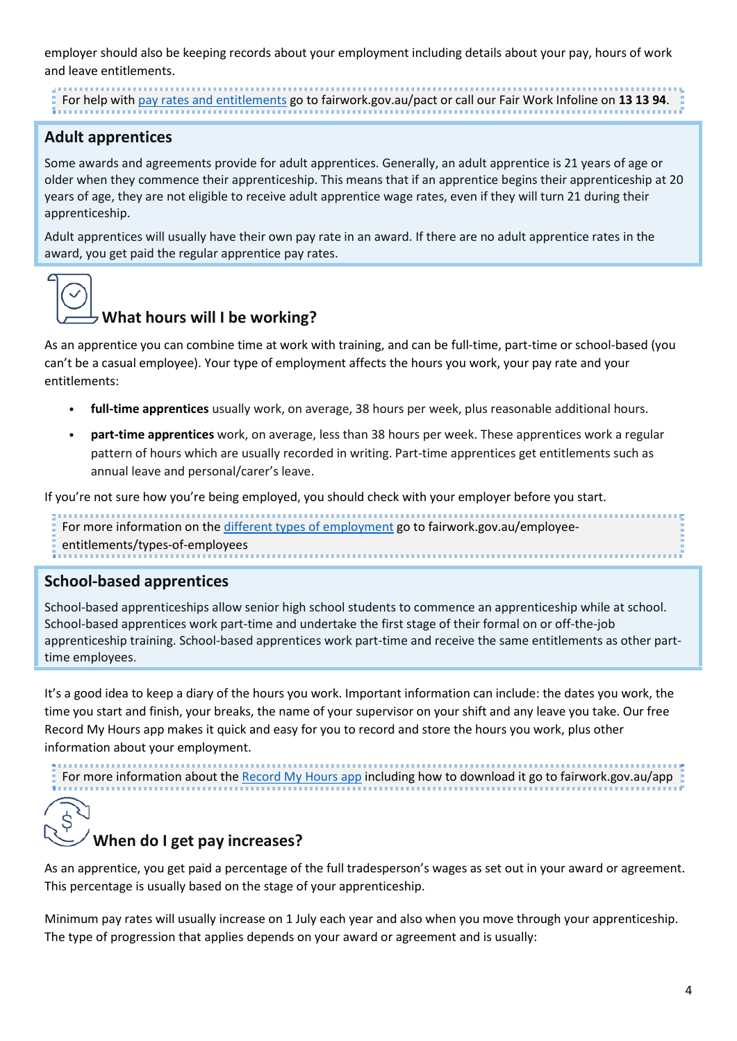employer should also be keeping records about your employment including details about your pay, hours of work and leave entitlements.

For help with pay rates and entitlements go to fairwork.gov.au/pact or call our Fair Work Infoline on **13 13 94**.

## Adult apprentices

Some awards and agreements provide for adult apprentices. Generally, an adult apprentice is 21 years of age or older when they commence their apprenticeship. This means that if an apprentice begins their apprenticeship at 20 years of age, they are not eligible to receive adult apprentice wage rates, even if they will turn 21 during their apprenticeship.

Adult apprentices will usually have their own pay rate in an award. If there are no adult apprentice rates in the award, you get paid the regular apprentice pay rates.

## What hours will I be working?

As an apprentice you can combine time at work with training, and can be full-time, part-time or school-based (you can't be a casual employee). Your type of employment affects the hours you work, your pay rate and your entitlements:

- **full-time apprentices** usually work, on average, 38 hours per week, plus reasonable additional hours.
- **part-time apprentices** work, on average, less than 38 hours per week. These apprentices work a regular pattern of hours which are usually recorded in writing. Part-time apprentices get entitlements such as annual leave and personal/carer's leave.

If you're not sure how you're being employed, you should check with your employer before you start.

For more information on the different types of employment go to fairwork.gov.au/employee-entitlements/types-of-employees

## School-based apprentices

School-based apprenticeships allow senior high school students to commence an apprenticeship while at school. School-based apprentices work part-time and undertake the first stage of their formal on or off-the-job apprenticeship training. School-based apprentices work part-time and receive the same entitlements as other part-time employees.

It's a good idea to keep a diary of the hours you work. Important information can include: the dates you work, the time you start and finish, your breaks, the name of your supervisor on your shift and any leave you take. Our free Record My Hours app makes it quick and easy for you to record and store the hours you work, plus other information about your employment.

For more information about the Record My Hours app including how to download it go to fairwork.gov.au/app

## When do I get pay increases?

As an apprentice, you get paid a percentage of the full tradesperson's wages as set out in your award or agreement. This percentage is usually based on the stage of your apprenticeship.

Minimum pay rates will usually increase on 1 July each year and also when you move through your apprenticeship. The type of progression that applies depends on your award or agreement and is usually: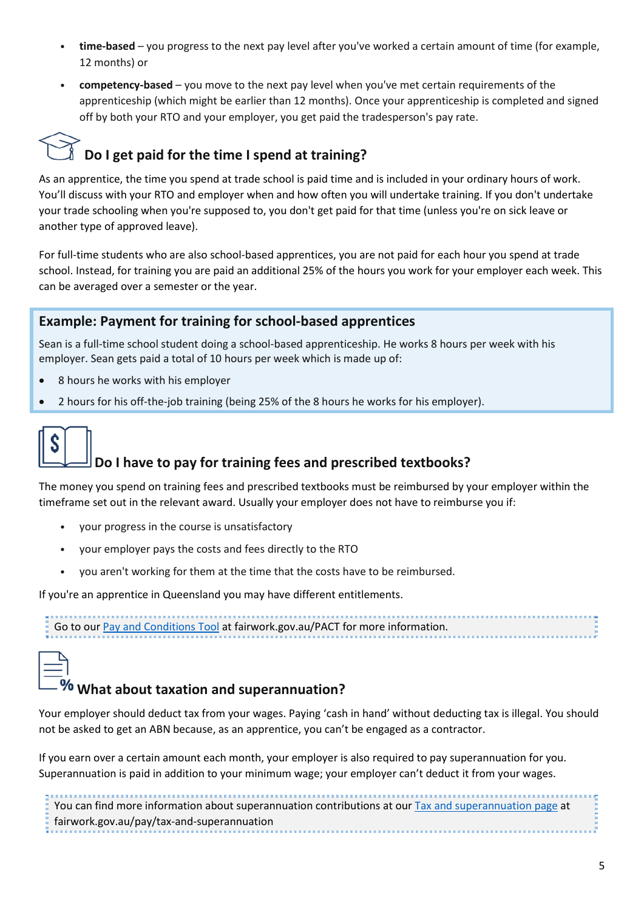- **time-based** – you progress to the next pay level after you've worked a certain amount of time (for example, 12 months) or
- **competency-based** – you move to the next pay level when you've met certain requirements of the apprenticeship (which might be earlier than 12 months). Once your apprenticeship is completed and signed off by both your RTO and your employer, you get paid the tradesperson's pay rate.

## Do I get paid for the time I spend at training?

As an apprentice, the time you spend at trade school is paid time and is included in your ordinary hours of work. You'll discuss with your RTO and employer when and how often you will undertake training. If you don't undertake your trade schooling when you're supposed to, you don't get paid for that time (unless you're on sick leave or another type of approved leave).

For full-time students who are also school-based apprentices, you are not paid for each hour you spend at trade school. Instead, for training you are paid an additional 25% of the hours you work for your employer each week. This can be averaged over a semester or the year.

### Example: Payment for training for school-based apprentices

Sean is a full-time school student doing a school-based apprenticeship. He works 8 hours per week with his employer. Sean gets paid a total of 10 hours per week which is made up of:

- 8 hours he works with his employer
- 2 hours for his off-the-job training (being 25% of the 8 hours he works for his employer).

## Do I have to pay for training fees and prescribed textbooks?

The money you spend on training fees and prescribed textbooks must be reimbursed by your employer within the timeframe set out in the relevant award. Usually your employer does not have to reimburse you if:

- your progress in the course is unsatisfactory
- your employer pays the costs and fees directly to the RTO
- you aren't working for them at the time that the costs have to be reimbursed.

If you're an apprentice in Queensland you may have different entitlements.

Go to our Pay and Conditions Tool at fairwork.gov.au/PACT for more information.

## What about taxation and superannuation?

Your employer should deduct tax from your wages. Paying 'cash in hand' without deducting tax is illegal. You should not be asked to get an ABN because, as an apprentice, you can't be engaged as a contractor.

If you earn over a certain amount each month, your employer is also required to pay superannuation for you. Superannuation is paid in addition to your minimum wage; your employer can't deduct it from your wages.

You can find more information about superannuation contributions at our Tax and superannuation page at fairwork.gov.au/pay/tax-and-superannuation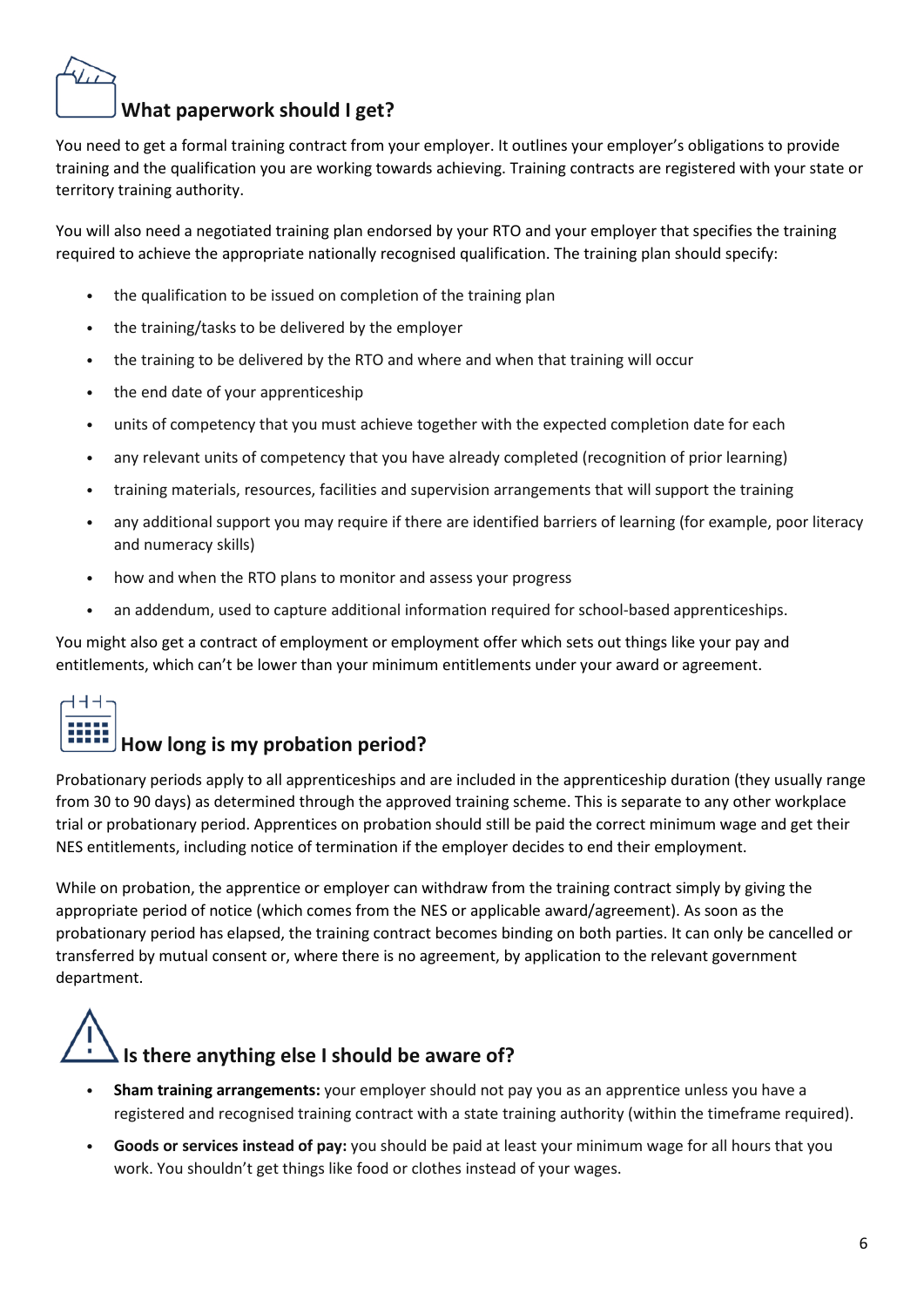## What paperwork should I get?

You need to get a formal training contract from your employer. It outlines your employer's obligations to provide training and the qualification you are working towards achieving. Training contracts are registered with your state or territory training authority.

You will also need a negotiated training plan endorsed by your RTO and your employer that specifies the training required to achieve the appropriate nationally recognised qualification. The training plan should specify:

- the qualification to be issued on completion of the training plan
- the training/tasks to be delivered by the employer
- the training to be delivered by the RTO and where and when that training will occur
- the end date of your apprenticeship
- units of competency that you must achieve together with the expected completion date for each
- any relevant units of competency that you have already completed (recognition of prior learning)
- training materials, resources, facilities and supervision arrangements that will support the training
- any additional support you may require if there are identified barriers of learning (for example, poor literacy and numeracy skills)
- how and when the RTO plans to monitor and assess your progress
- an addendum, used to capture additional information required for school-based apprenticeships.

You might also get a contract of employment or employment offer which sets out things like your pay and entitlements, which can't be lower than your minimum entitlements under your award or agreement.

## How long is my probation period?

Probationary periods apply to all apprenticeships and are included in the apprenticeship duration (they usually range from 30 to 90 days) as determined through the approved training scheme. This is separate to any other workplace trial or probationary period. Apprentices on probation should still be paid the correct minimum wage and get their NES entitlements, including notice of termination if the employer decides to end their employment.

While on probation, the apprentice or employer can withdraw from the training contract simply by giving the appropriate period of notice (which comes from the NES or applicable award/agreement). As soon as the probationary period has elapsed, the training contract becomes binding on both parties. It can only be cancelled or transferred by mutual consent or, where there is no agreement, by application to the relevant government department.

## Is there anything else I should be aware of?

- **Sham training arrangements:** your employer should not pay you as an apprentice unless you have a registered and recognised training contract with a state training authority (within the timeframe required).
- **Goods or services instead of pay:** you should be paid at least your minimum wage for all hours that you work. You shouldn't get things like food or clothes instead of your wages.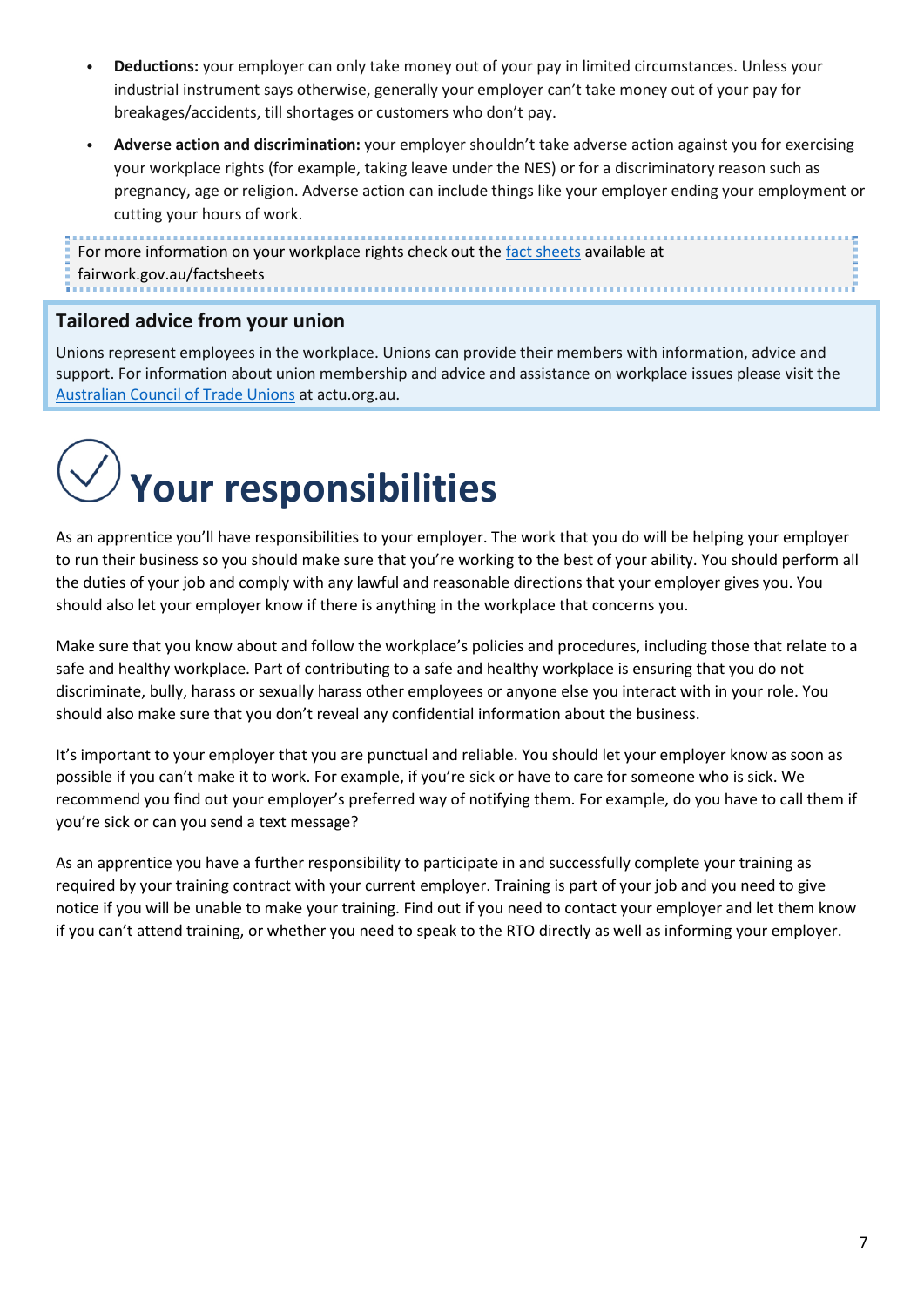- **Deductions:** your employer can only take money out of your pay in limited circumstances. Unless your industrial instrument says otherwise, generally your employer can't take money out of your pay for breakages/accidents, till shortages or customers who don't pay.
- **Adverse action and discrimination:** your employer shouldn't take adverse action against you for exercising your workplace rights (for example, taking leave under the NES) or for a discriminatory reason such as pregnancy, age or religion. Adverse action can include things like your employer ending your employment or cutting your hours of work.

For more information on your workplace rights check out the fact sheets available at fairwork.gov.au/factsheets

### Tailored advice from your union

Unions represent employees in the workplace. Unions can provide their members with information, advice and support. For information about union membership and advice and assistance on workplace issues please visit the Australian Council of Trade Unions at actu.org.au.

# Your responsibilities

As an apprentice you'll have responsibilities to your employer. The work that you do will be helping your employer to run their business so you should make sure that you're working to the best of your ability. You should perform all the duties of your job and comply with any lawful and reasonable directions that your employer gives you. You should also let your employer know if there is anything in the workplace that concerns you.

Make sure that you know about and follow the workplace's policies and procedures, including those that relate to a safe and healthy workplace. Part of contributing to a safe and healthy workplace is ensuring that you do not discriminate, bully, harass or sexually harass other employees or anyone else you interact with in your role. You should also make sure that you don't reveal any confidential information about the business.

It's important to your employer that you are punctual and reliable. You should let your employer know as soon as possible if you can't make it to work. For example, if you're sick or have to care for someone who is sick. We recommend you find out your employer's preferred way of notifying them. For example, do you have to call them if you're sick or can you send a text message?

As an apprentice you have a further responsibility to participate in and successfully complete your training as required by your training contract with your current employer. Training is part of your job and you need to give notice if you will be unable to make your training. Find out if you need to contact your employer and let them know if you can't attend training, or whether you need to speak to the RTO directly as well as informing your employer.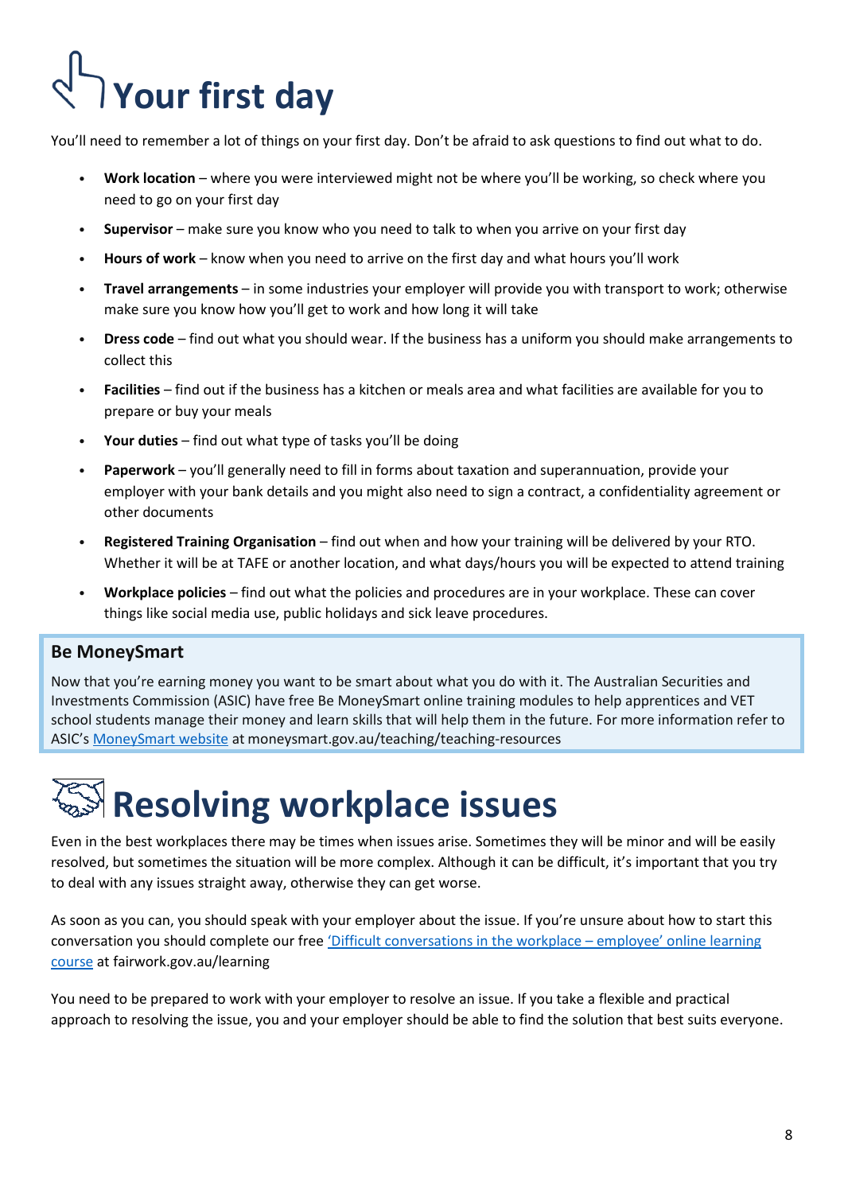# Your first day

You'll need to remember a lot of things on your first day. Don't be afraid to ask questions to find out what to do.

- **Work location** – where you were interviewed might not be where you'll be working, so check where you need to go on your first day
- **Supervisor** – make sure you know who you need to talk to when you arrive on your first day
- **Hours of work** – know when you need to arrive on the first day and what hours you'll work
- **Travel arrangements** – in some industries your employer will provide you with transport to work; otherwise make sure you know how you'll get to work and how long it will take
- **Dress code** – find out what you should wear. If the business has a uniform you should make arrangements to collect this
- **Facilities** – find out if the business has a kitchen or meals area and what facilities are available for you to prepare or buy your meals
- **Your duties** – find out what type of tasks you'll be doing
- **Paperwork** – you'll generally need to fill in forms about taxation and superannuation, provide your employer with your bank details and you might also need to sign a contract, a confidentiality agreement or other documents
- **Registered Training Organisation** – find out when and how your training will be delivered by your RTO. Whether it will be at TAFE or another location, and what days/hours you will be expected to attend training
- **Workplace policies** – find out what the policies and procedures are in your workplace. These can cover things like social media use, public holidays and sick leave procedures.

**Be MoneySmart**

Now that you're earning money you want to be smart about what you do with it. The Australian Securities and Investments Commission (ASIC) have free Be MoneySmart online training modules to help apprentices and VET school students manage their money and learn skills that will help them in the future. For more information refer to ASIC's MoneySmart website at moneysmart.gov.au/teaching/teaching-resources

# Resolving workplace issues

Even in the best workplaces there may be times when issues arise. Sometimes they will be minor and will be easily resolved, but sometimes the situation will be more complex. Although it can be difficult, it's important that you try to deal with any issues straight away, otherwise they can get worse.

As soon as you can, you should speak with your employer about the issue. If you're unsure about how to start this conversation you should complete our free 'Difficult conversations in the workplace – employee' online learning course at fairwork.gov.au/learning

You need to be prepared to work with your employer to resolve an issue. If you take a flexible and practical approach to resolving the issue, you and your employer should be able to find the solution that best suits everyone.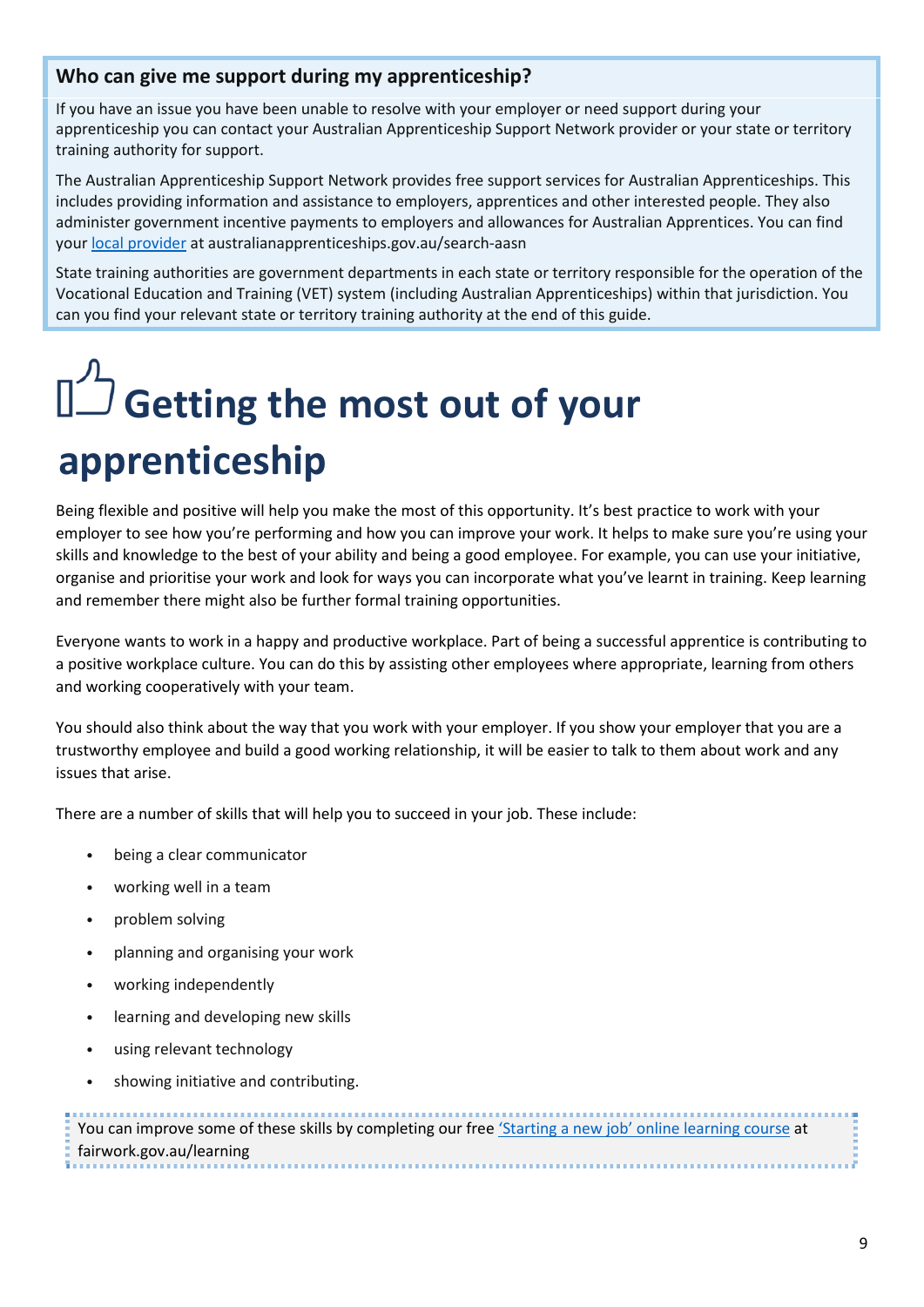**Who can give me support during my apprenticeship?**

If you have an issue you have been unable to resolve with your employer or need support during your apprenticeship you can contact your Australian Apprenticeship Support Network provider or your state or territory training authority for support.

The Australian Apprenticeship Support Network provides free support services for Australian Apprenticeships. This includes providing information and assistance to employers, apprentices and other interested people. They also administer government incentive payments to employers and allowances for Australian Apprentices. You can find your local provider at australianapprenticeships.gov.au/search-aasn

State training authorities are government departments in each state or territory responsible for the operation of the Vocational Education and Training (VET) system (including Australian Apprenticeships) within that jurisdiction. You can you find your relevant state or territory training authority at the end of this guide.

# Getting the most out of your apprenticeship

Being flexible and positive will help you make the most of this opportunity. It's best practice to work with your employer to see how you're performing and how you can improve your work. It helps to make sure you're using your skills and knowledge to the best of your ability and being a good employee. For example, you can use your initiative, organise and prioritise your work and look for ways you can incorporate what you've learnt in training. Keep learning and remember there might also be further formal training opportunities.

Everyone wants to work in a happy and productive workplace. Part of being a successful apprentice is contributing to a positive workplace culture. You can do this by assisting other employees where appropriate, learning from others and working cooperatively with your team.

You should also think about the way that you work with your employer. If you show your employer that you are a trustworthy employee and build a good working relationship, it will be easier to talk to them about work and any issues that arise.

There are a number of skills that will help you to succeed in your job. These include:

- being a clear communicator
- working well in a team
- problem solving
- planning and organising your work
- working independently
- learning and developing new skills
- using relevant technology
- showing initiative and contributing.

You can improve some of these skills by completing our free 'Starting a new job' online learning course at fairwork.gov.au/learning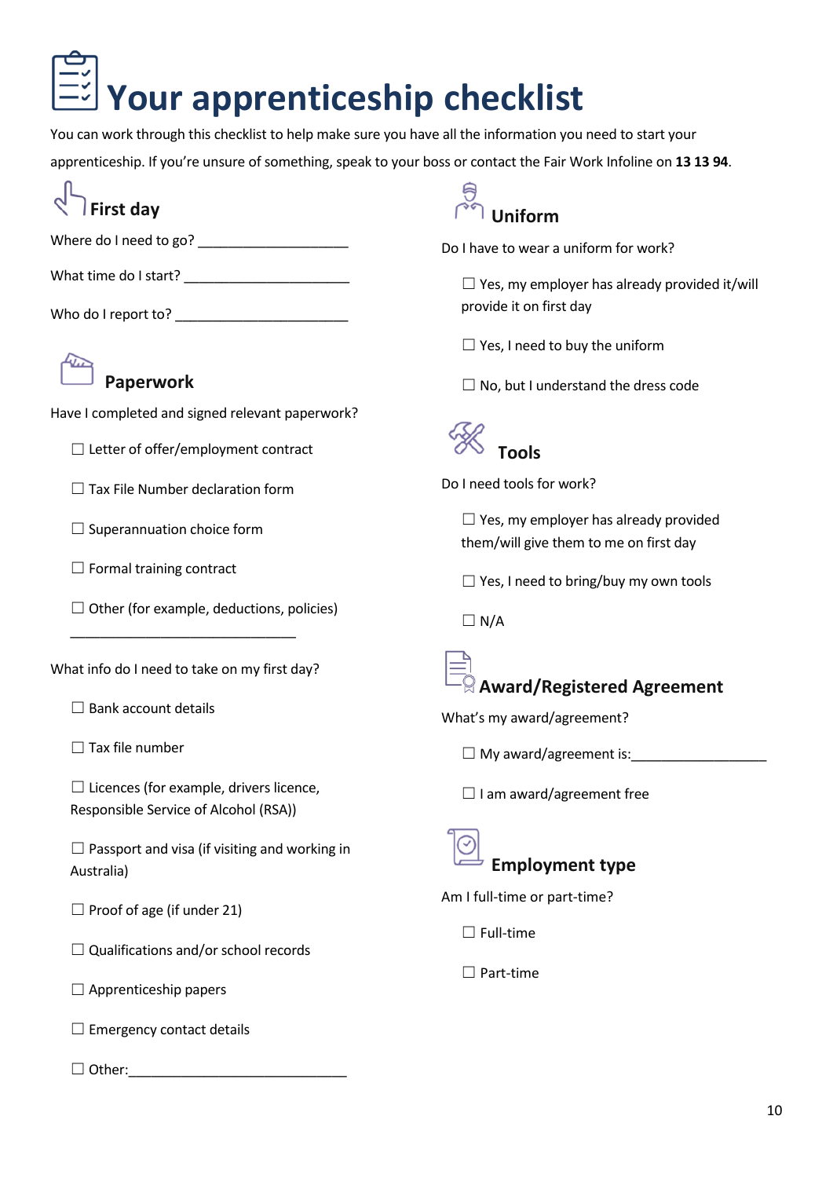# Your apprenticeship checklist

You can work through this checklist to help make sure you have all the information you need to start your apprenticeship. If you're unsure of something, speak to your boss or contact the Fair Work Infoline on **13 13 94**.

## First day

Where do I need to go? ____________________

What time do I start? ______________________

Who do I report to? _______________________

## Paperwork

Have I completed and signed relevant paperwork?

☐ Letter of offer/employment contract

☐ Tax File Number declaration form

☐ Superannuation choice form

☐ Formal training contract

☐ Other (for example, deductions, policies)

______________________________

What info do I need to take on my first day?

☐ Bank account details

☐ Tax file number

☐ Licences (for example, drivers licence, Responsible Service of Alcohol (RSA))

☐ Passport and visa (if visiting and working in Australia)

☐ Proof of age (if under 21)

☐ Qualifications and/or school records

☐ Apprenticeship papers

☐ Emergency contact details

☐ Other:_____________________________

## Uniform

Do I have to wear a uniform for work?

☐ Yes, my employer has already provided it/will provide it on first day

☐ Yes, I need to buy the uniform

☐ No, but I understand the dress code

## Tools

Do I need tools for work?

☐ Yes, my employer has already provided them/will give them to me on first day

☐ Yes, I need to bring/buy my own tools

☐ N/A

## Award/Registered Agreement

What's my award/agreement?

☐ My award/agreement is:__________________

☐ I am award/agreement free

## Employment type

Am I full-time or part-time?

☐ Full-time

☐ Part-time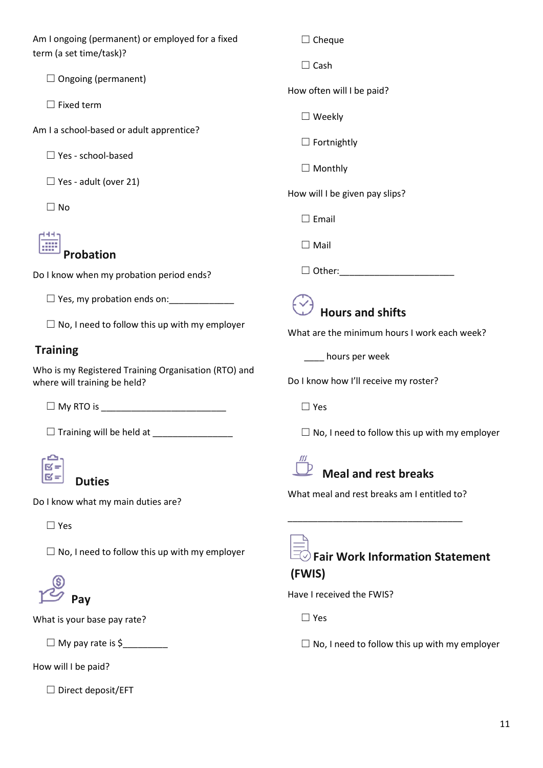Am I ongoing (permanent) or employed for a fixed term (a set time/task)?

☐ Ongoing (permanent)

☐ Fixed term

Am I a school-based or adult apprentice?

☐ Yes - school-based

☐ Yes - adult (over 21)

☐ No

## Probation

Do I know when my probation period ends?

☐ Yes, my probation ends on:_____________

☐ No, I need to follow this up with my employer

## Training

Who is my Registered Training Organisation (RTO) and where will training be held?

☐ My RTO is _________________________

☐ Training will be held at ________________

## Duties

Do I know what my main duties are?

☐ Yes

☐ No, I need to follow this up with my employer

## Pay

What is your base pay rate?

☐ My pay rate is $_________

How will I be paid?

☐ Direct deposit/EFT

☐ Cheque

☐ Cash

How often will I be paid?

☐ Weekly

☐ Fortnightly

☐ Monthly

How will I be given pay slips?

☐ Email

☐ Mail

☐ Other:_______________________

## Hours and shifts

What are the minimum hours I work each week?

____ hours per week

Do I know how I'll receive my roster?

☐ Yes

☐ No, I need to follow this up with my employer

## Meal and rest breaks

What meal and rest breaks am I entitled to?

___________________________________

## Fair Work Information Statement (FWIS)

Have I received the FWIS?

☐ Yes

☐ No, I need to follow this up with my employer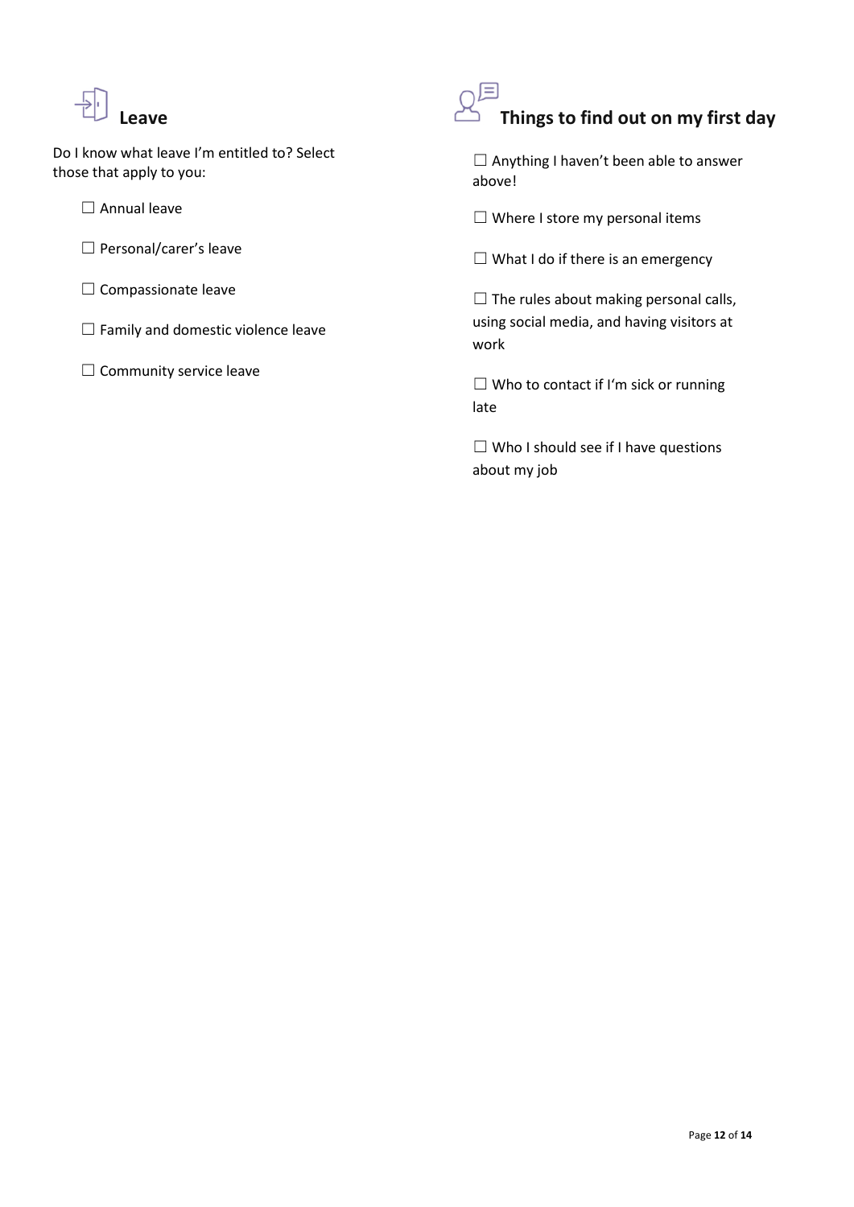## Leave

Do I know what leave I'm entitled to? Select those that apply to you:

☐ Annual leave

☐ Personal/carer's leave

☐ Compassionate leave

☐ Family and domestic violence leave

☐ Community service leave

## Things to find out on my first day

☐ Anything I haven't been able to answer above!

☐ Where I store my personal items

☐ What I do if there is an emergency

☐ The rules about making personal calls, using social media, and having visitors at work

☐ Who to contact if I'm sick or running late

☐ Who I should see if I have questions about my job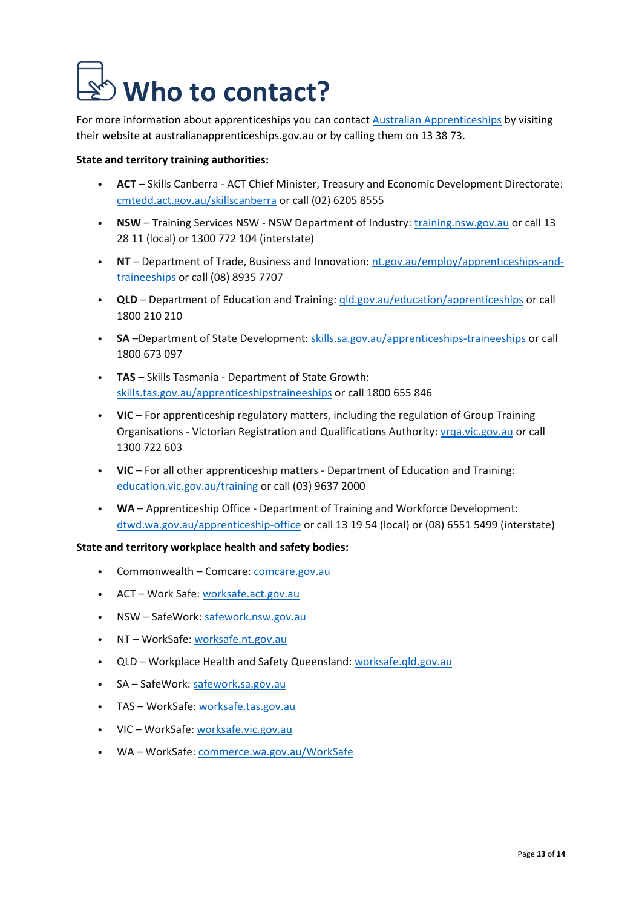# Who to contact?

For more information about apprenticeships you can contact Australian Apprenticeships by visiting their website at australianapprenticeships.gov.au or by calling them on 13 38 73.

**State and territory training authorities:**

- **ACT** – Skills Canberra - ACT Chief Minister, Treasury and Economic Development Directorate: cmtedd.act.gov.au/skillscanberra or call (02) 6205 8555
- **NSW** – Training Services NSW - NSW Department of Industry: training.nsw.gov.au or call 13 28 11 (local) or 1300 772 104 (interstate)
- **NT** – Department of Trade, Business and Innovation: nt.gov.au/employ/apprenticeships-and-traineeships or call (08) 8935 7707
- **QLD** – Department of Education and Training: qld.gov.au/education/apprenticeships or call 1800 210 210
- **SA** –Department of State Development: skills.sa.gov.au/apprenticeships-traineeships or call 1800 673 097
- **TAS** – Skills Tasmania - Department of State Growth: skills.tas.gov.au/apprenticeshipstraineeships or call 1800 655 846
- **VIC** – For apprenticeship regulatory matters, including the regulation of Group Training Organisations - Victorian Registration and Qualifications Authority: vrqa.vic.gov.au or call 1300 722 603
- **VIC** – For all other apprenticeship matters - Department of Education and Training: education.vic.gov.au/training or call (03) 9637 2000
- **WA** – Apprenticeship Office - Department of Training and Workforce Development: dtwd.wa.gov.au/apprenticeship-office or call 13 19 54 (local) or (08) 6551 5499 (interstate)

**State and territory workplace health and safety bodies:**

- Commonwealth – Comcare: comcare.gov.au
- ACT – Work Safe: worksafe.act.gov.au
- NSW – SafeWork: safework.nsw.gov.au
- NT – WorkSafe: worksafe.nt.gov.au
- QLD – Workplace Health and Safety Queensland: worksafe.qld.gov.au
- SA – SafeWork: safework.sa.gov.au
- TAS – WorkSafe: worksafe.tas.gov.au
- VIC – WorkSafe: worksafe.vic.gov.au
- WA – WorkSafe: commerce.wa.gov.au/WorkSafe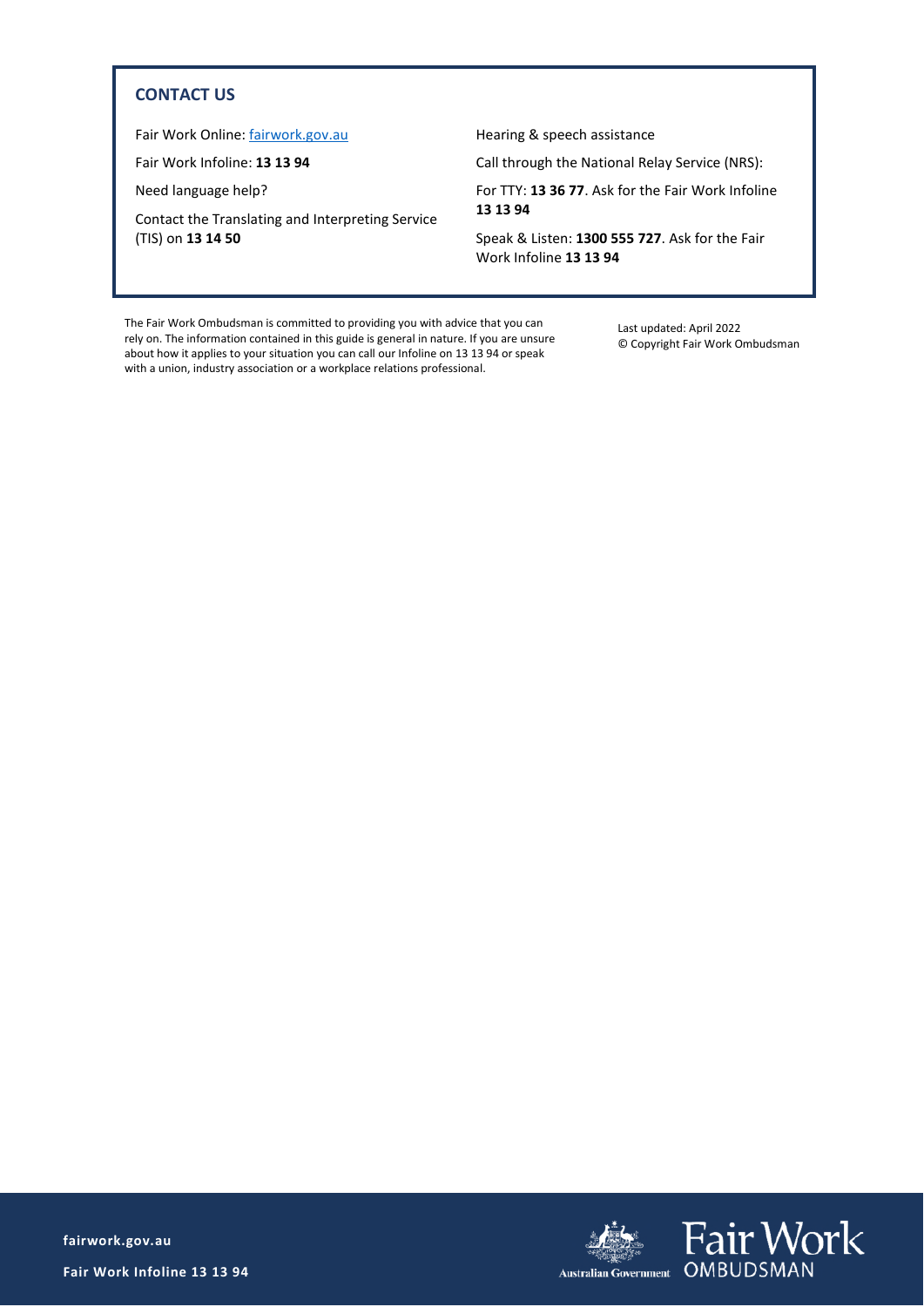## CONTACT US

Fair Work Online: [fairwork.gov.au](fairwork.gov.au)

Fair Work Infoline: **13 13 94**

Need language help?

Contact the Translating and Interpreting Service (TIS) on **13 14 50**

Hearing & speech assistance

Call through the National Relay Service (NRS):

For TTY: **13 36 77**. Ask for the Fair Work Infoline **13 13 94**

Speak & Listen: **1300 555 727**. Ask for the Fair Work Infoline **13 13 94**

The Fair Work Ombudsman is committed to providing you with advice that you can rely on. The information contained in this guide is general in nature. If you are unsure about how it applies to your situation you can call our Infoline on 13 13 94 or speak with a union, industry association or a workplace relations professional.

Last updated: April 2022
© Copyright Fair Work Ombudsman